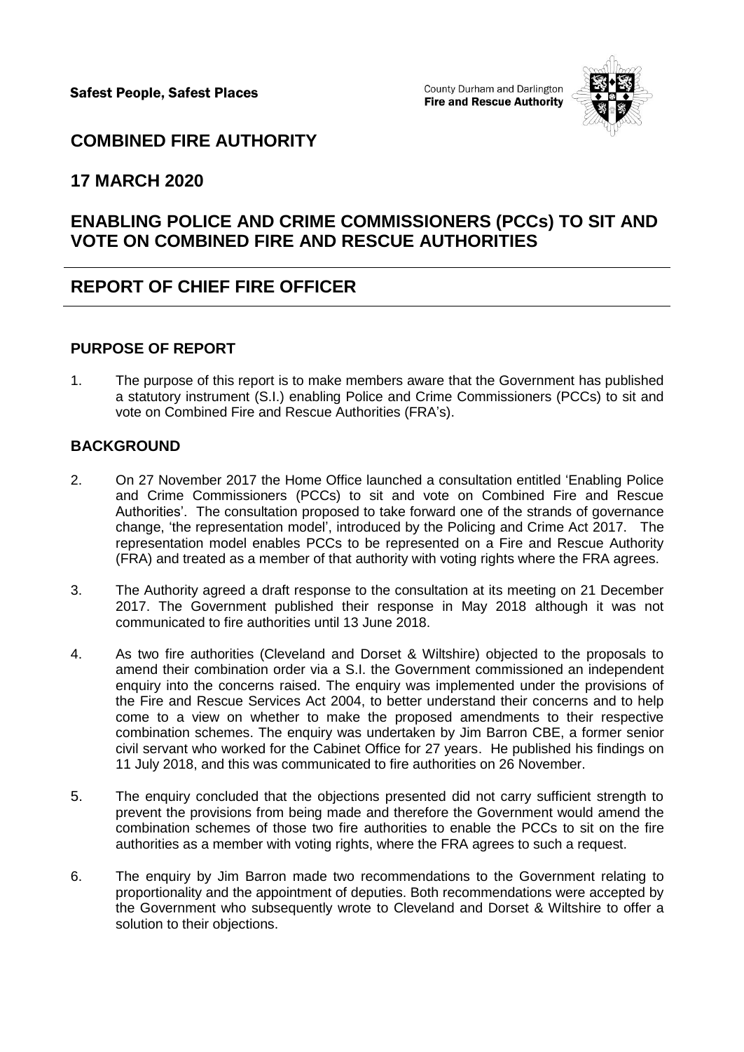**Safest People, Safest Places**

County Durham and Darlington
**Fire and Rescue Authority**

# COMBINED FIRE AUTHORITY

## 17 MARCH 2020

## ENABLING POLICE AND CRIME COMMISSIONERS (PCCs) TO SIT AND VOTE ON COMBINED FIRE AND RESCUE AUTHORITIES

## REPORT OF CHIEF FIRE OFFICER

### PURPOSE OF REPORT

1. The purpose of this report is to make members aware that the Government has published a statutory instrument (S.I.) enabling Police and Crime Commissioners (PCCs) to sit and vote on Combined Fire and Rescue Authorities (FRA's).

### BACKGROUND

2. On 27 November 2017 the Home Office launched a consultation entitled 'Enabling Police and Crime Commissioners (PCCs) to sit and vote on Combined Fire and Rescue Authorities'. The consultation proposed to take forward one of the strands of governance change, 'the representation model', introduced by the Policing and Crime Act 2017. The representation model enables PCCs to be represented on a Fire and Rescue Authority (FRA) and treated as a member of that authority with voting rights where the FRA agrees.

3. The Authority agreed a draft response to the consultation at its meeting on 21 December 2017. The Government published their response in May 2018 although it was not communicated to fire authorities until 13 June 2018.

4. As two fire authorities (Cleveland and Dorset & Wiltshire) objected to the proposals to amend their combination order via a S.I. the Government commissioned an independent enquiry into the concerns raised. The enquiry was implemented under the provisions of the Fire and Rescue Services Act 2004, to better understand their concerns and to help come to a view on whether to make the proposed amendments to their respective combination schemes. The enquiry was undertaken by Jim Barron CBE, a former senior civil servant who worked for the Cabinet Office for 27 years. He published his findings on 11 July 2018, and this was communicated to fire authorities on 26 November.

5. The enquiry concluded that the objections presented did not carry sufficient strength to prevent the provisions from being made and therefore the Government would amend the combination schemes of those two fire authorities to enable the PCCs to sit on the fire authorities as a member with voting rights, where the FRA agrees to such a request.

6. The enquiry by Jim Barron made two recommendations to the Government relating to proportionality and the appointment of deputies. Both recommendations were accepted by the Government who subsequently wrote to Cleveland and Dorset & Wiltshire to offer a solution to their objections.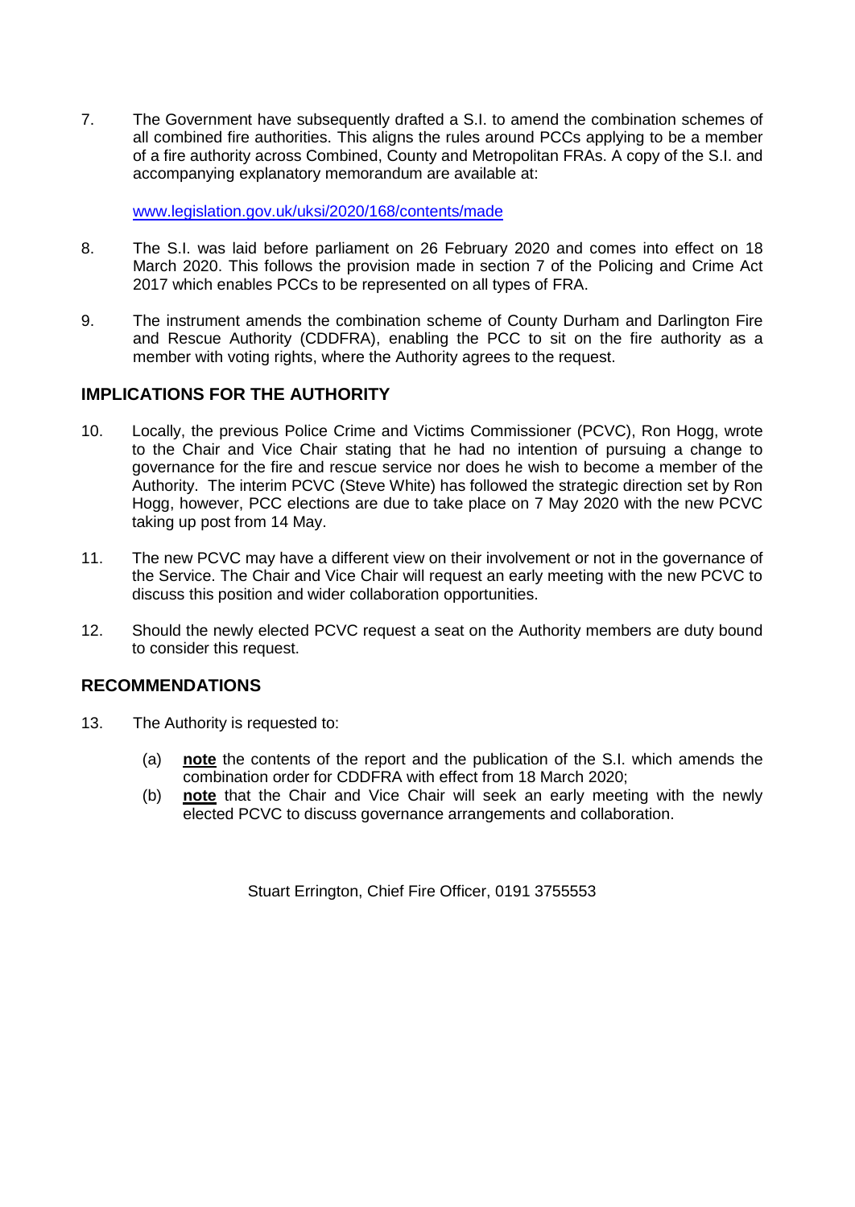7. The Government have subsequently drafted a S.I. to amend the combination schemes of all combined fire authorities. This aligns the rules around PCCs applying to be a member of a fire authority across Combined, County and Metropolitan FRAs. A copy of the S.I. and accompanying explanatory memorandum are available at:

   www.legislation.gov.uk/uksi/2020/168/contents/made

8. The S.I. was laid before parliament on 26 February 2020 and comes into effect on 18 March 2020. This follows the provision made in section 7 of the Policing and Crime Act 2017 which enables PCCs to be represented on all types of FRA.

9. The instrument amends the combination scheme of County Durham and Darlington Fire and Rescue Authority (CDDFRA), enabling the PCC to sit on the fire authority as a member with voting rights, where the Authority agrees to the request.

## IMPLICATIONS FOR THE AUTHORITY

10. Locally, the previous Police Crime and Victims Commissioner (PCVC), Ron Hogg, wrote to the Chair and Vice Chair stating that he had no intention of pursuing a change to governance for the fire and rescue service nor does he wish to become a member of the Authority. The interim PCVC (Steve White) has followed the strategic direction set by Ron Hogg, however, PCC elections are due to take place on 7 May 2020 with the new PCVC taking up post from 14 May.

11. The new PCVC may have a different view on their involvement or not in the governance of the Service. The Chair and Vice Chair will request an early meeting with the new PCVC to discuss this position and wider collaboration opportunities.

12. Should the newly elected PCVC request a seat on the Authority members are duty bound to consider this request.

## RECOMMENDATIONS

13. The Authority is requested to:

    (a) **note** the contents of the report and the publication of the S.I. which amends the combination order for CDDFRA with effect from 18 March 2020;

    (b) **note** that the Chair and Vice Chair will seek an early meeting with the newly elected PCVC to discuss governance arrangements and collaboration.

Stuart Errington, Chief Fire Officer, 0191 3755553